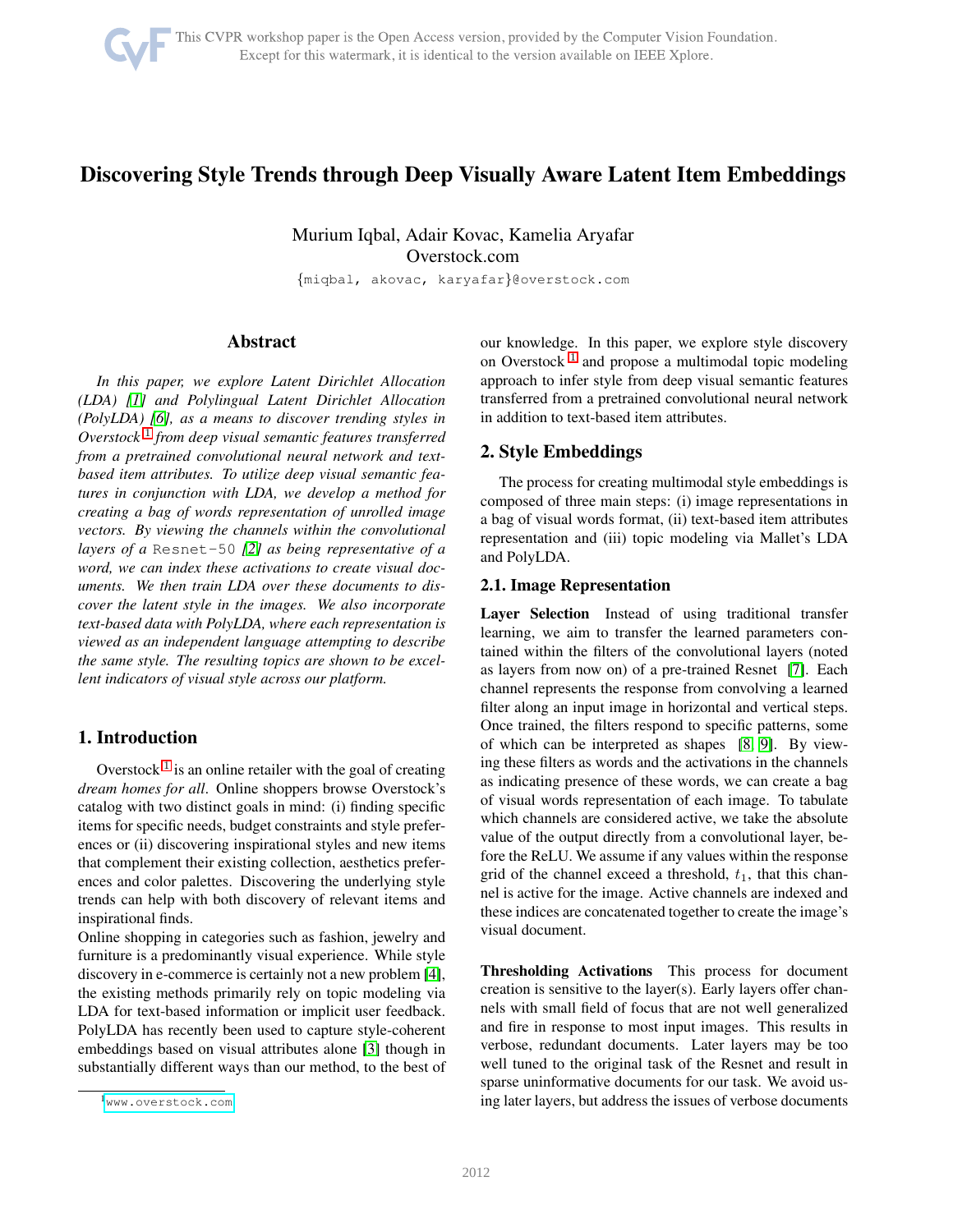# Discovering Style Trends through Deep Visually Aware Latent Item Embeddings

Murium Iqbal, Adair Kovac, Kamelia Aryafar
Overstock.com
{miqbal, akovac, karyafar}@overstock.com

## Abstract

*In this paper, we explore Latent Dirichlet Allocation (LDA) [1] and Polylingual Latent Dirichlet Allocation (PolyLDA) [6], as a means to discover trending styles in Overstock [1] from deep visual semantic features transferred from a pretrained convolutional neural network and text-based item attributes. To utilize deep visual semantic features in conjunction with LDA, we develop a method for creating a bag of words representation of unrolled image vectors. By viewing the channels within the convolutional layers of a* `Resnet-50` *[2] as being representative of a word, we can index these activations to create visual documents. We then train LDA over these documents to discover the latent style in the images. We also incorporate text-based data with PolyLDA, where each representation is viewed as an independent language attempting to describe the same style. The resulting topics are shown to be excellent indicators of visual style across our platform.*

## 1. Introduction

Overstock [1] is an online retailer with the goal of creating *dream homes for all*. Online shoppers browse Overstock's catalog with two distinct goals in mind: (i) finding specific items for specific needs, budget constraints and style preferences or (ii) discovering inspirational styles and new items that complement their existing collection, aesthetics preferences and color palettes. Discovering the underlying style trends can help with both discovery of relevant items and inspirational finds.

Online shopping in categories such as fashion, jewelry and furniture is a predominantly visual experience. While style discovery in e-commerce is certainly not a new problem [4], the existing methods primarily rely on topic modeling via LDA for text-based information or implicit user feedback. PolyLDA has recently been used to capture style-coherent embeddings based on visual attributes alone [3] though in substantially different ways than our method, to the best of our knowledge. In this paper, we explore style discovery on Overstock [1] and propose a multimodal topic modeling approach to infer style from deep visual semantic features transferred from a pretrained convolutional neural network in addition to text-based item attributes.

## 2. Style Embeddings

The process for creating multimodal style embeddings is composed of three main steps: (i) image representations in a bag of visual words format, (ii) text-based item attributes representation and (iii) topic modeling via Mallet's LDA and PolyLDA.

### 2.1. Image Representation

**Layer Selection** Instead of using traditional transfer learning, we aim to transfer the learned parameters contained within the filters of the convolutional layers (noted as layers from now on) of a pre-trained Resnet [7]. Each channel represents the response from convolving a learned filter along an input image in horizontal and vertical steps. Once trained, the filters respond to specific patterns, some of which can be interpreted as shapes [8, 9]. By viewing these filters as words and the activations in the channels as indicating presence of these words, we can create a bag of visual words representation of each image. To tabulate which channels are considered active, we take the absolute value of the output directly from a convolutional layer, before the ReLU. We assume if any values within the response grid of the channel exceed a threshold, $t_1$, that this channel is active for the image. Active channels are indexed and these indices are concatenated together to create the image's visual document.

**Thresholding Activations** This process for document creation is sensitive to the layer(s). Early layers offer channels with small field of focus that are not well generalized and fire in response to most input images. This results in verbose, redundant documents. Later layers may be too well tuned to the original task of the Resnet and result in sparse uninformative documents for our task. We avoid using later layers, but address the issues of verbose documents

[1] www.overstock.com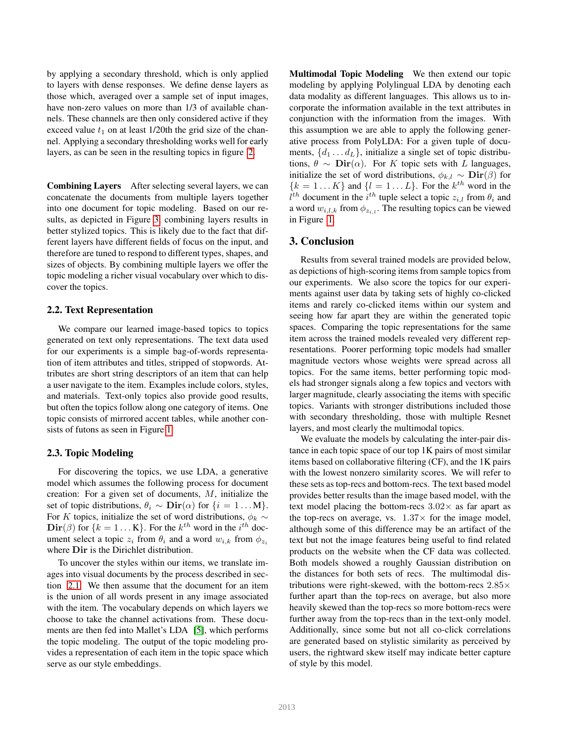by applying a secondary threshold, which is only applied to layers with dense responses. We define dense layers as those which, averaged over a sample set of input images, have non-zero values on more than 1/3 of available channels. These channels are then only considered active if they exceed value $t_1$ on at least 1/20th the grid size of the channel. Applying a secondary thresholding works well for early layers, as can be seen in the resulting topics in figure 2.

**Combining Layers** After selecting several layers, we can concatenate the documents from multiple layers together into one document for topic modeling. Based on our results, as depicted in Figure 3, combining layers results in better stylized topics. This is likely due to the fact that different layers have different fields of focus on the input, and therefore are tuned to respond to different types, shapes, and sizes of objects. By combining multiple layers we offer the topic modeling a richer visual vocabulary over which to discover the topics.

## 2.2. Text Representation

We compare our learned image-based topics to topics generated on text only representations. The text data used for our experiments is a simple bag-of-words representation of item attributes and titles, stripped of stopwords. Attributes are short string descriptors of an item that can help a user navigate to the item. Examples include colors, styles, and materials. Text-only topics also provide good results, but often the topics follow along one category of items. One topic consists of mirrored accent tables, while another consists of futons as seen in Figure 1.

## 2.3. Topic Modeling

For discovering the topics, we use LDA, a generative model which assumes the following process for document creation: For a given set of documents, $M$, initialize the set of topic distributions, $\theta_i \sim \mathbf{Dir}(\alpha)$ for $\{i = 1 \ldots \text{M}\}$. For $K$ topics, initialize the set of word distributions, $\phi_k \sim \mathbf{Dir}(\beta)$ for $\{k = 1 \ldots \text{K}\}$. For the $k^{th}$ word in the $i^{th}$ document select a topic $z_i$ from $\theta_i$ and a word $w_{i,k}$ from $\phi_{z_i}$ where $\mathbf{Dir}$ is the Dirichlet distribution.

To uncover the styles within our items, we translate images into visual documents by the process described in section 2.1. We then assume that the document for an item is the union of all words present in any image associated with the item. The vocabulary depends on which layers we choose to take the channel activations from. These documents are then fed into Mallet's LDA [5], which performs the topic modeling. The output of the topic modeling provides a representation of each item in the topic space which serve as our style embeddings.

**Multimodal Topic Modeling** We then extend our topic modeling by applying Polylingual LDA by denoting each data modality as different languages. This allows us to incorporate the information available in the text attributes in conjunction with the information from the images. With this assumption we are able to apply the following generative process from PolyLDA: For a given tuple of documents, $\{d_1 \ldots d_L\}$, initialize a single set of topic distributions, $\theta \sim \mathbf{Dir}(\alpha)$. For $K$ topic sets with $L$ languages, initialize the set of word distributions, $\phi_{k,l} \sim \mathbf{Dir}(\beta)$ for $\{k = 1 \ldots K\}$ and $\{l = 1 \ldots L\}$. For the $k^{th}$ word in the $l^{th}$ document in the $i^{th}$ tuple select a topic $z_{i,l}$ from $\theta_i$ and a word $w_{i,l,k}$ from $\phi_{z_{i,l}}$. The resulting topics can be viewed in Figure 1.

# 3. Conclusion

Results from several trained models are provided below, as depictions of high-scoring items from sample topics from our experiments. We also score the topics for our experiments against user data by taking sets of highly co-clicked items and rarely co-clicked items within our system and seeing how far apart they are within the generated topic spaces. Comparing the topic representations for the same item across the trained models revealed very different representations. Poorer performing topic models had smaller magnitude vectors whose weights were spread across all topics. For the same items, better performing topic models had stronger signals along a few topics and vectors with larger magnitude, clearly associating the items with specific topics. Variants with stronger distributions included those with secondary thresholding, those with multiple Resnet layers, and most clearly the multimodal topics.

We evaluate the models by calculating the inter-pair distance in each topic space of our top 1K pairs of most similar items based on collaborative filtering (CF), and the 1K pairs with the lowest nonzero similarity scores. We will refer to these sets as top-recs and bottom-recs. The text based model provides better results than the image based model, with the text model placing the bottom-recs $3.02\times$ as far apart as the top-recs on average, vs. $1.37\times$ for the image model, although some of this difference may be an artifact of the text but not the image features being useful to find related products on the website when the CF data was collected. Both models showed a roughly Gaussian distribution on the distances for both sets of recs. The multimodal distributions were right-skewed, with the bottom-recs $2.85\times$ further apart than the top-recs on average, but also more heavily skewed than the top-recs so more bottom-recs were further away from the top-recs than in the text-only model. Additionally, since some but not all co-click correlations are generated based on stylistic similarity as perceived by users, the rightward skew itself may indicate better capture of style by this model.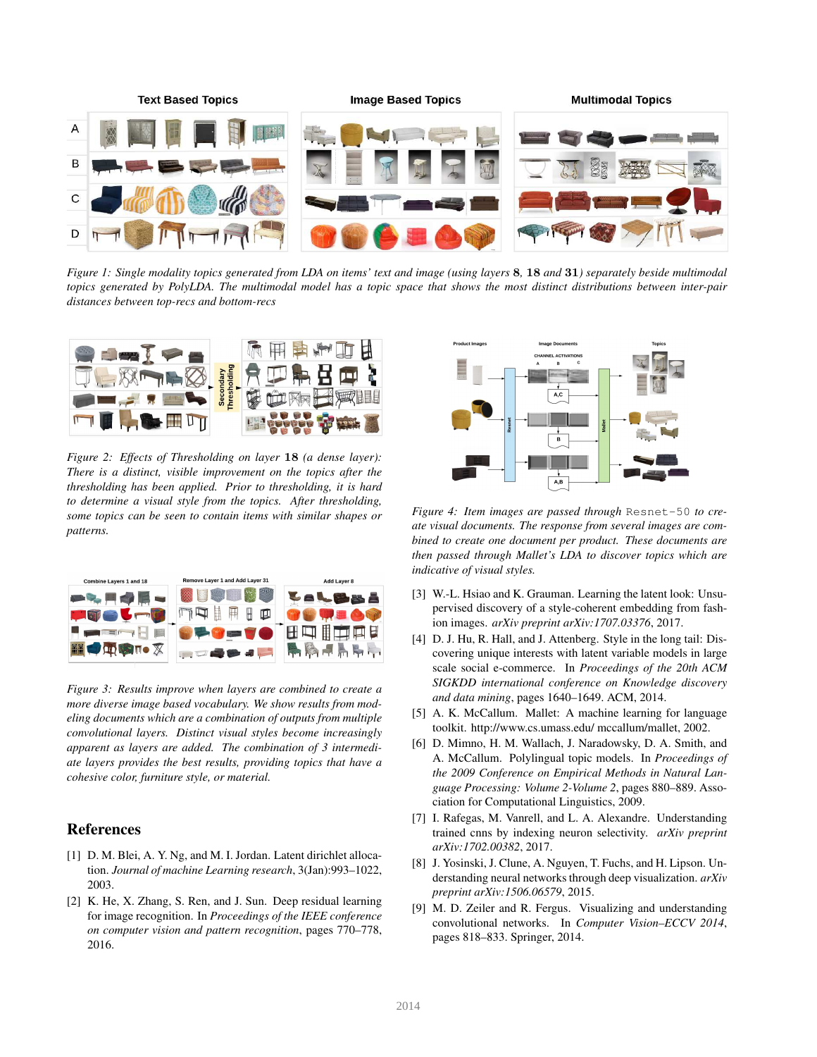Text Based Topics

Image Based Topics

Multimodal Topics

A

B

C

D

*Figure 1: Single modality topics generated from LDA on items' text and image (using layers* **8**, **18** *and* **31***) separately beside multimodal topics generated by PolyLDA. The multimodal model has a topic space that shows the most distinct distributions between inter-pair distances between top-recs and bottom-recs*

Secondary Thresholding

*Figure 2: Effects of Thresholding on layer* **18** *(a dense layer): There is a distinct, visible improvement on the topics after the thresholding has been applied. Prior to thresholding, it is hard to determine a visual style from the topics. After thresholding, some topics can be seen to contain items with similar shapes or patterns.*

Combine Layers 1 and 18

Remove Layer 1 and Add Layer 31

Add Layer 8

*Figure 3: Results improve when layers are combined to create a more diverse image based vocabulary. We show results from modeling documents which are a combination of outputs from multiple convolutional layers. Distinct visual styles become increasingly apparent as layers are added. The combination of 3 intermediate layers provides the best results, providing topics that have a cohesive color, furniture style, or material.*

Product Images

Image Documents

CHANNEL ACTIVATIONS

A B C

A,C

B

A,B

Resnet

Mallet

Topics

*Figure 4: Item images are passed through* `Resnet-50` *to create visual documents. The response from several images are combined to create one document per product. These documents are then passed through Mallet's LDA to discover topics which are indicative of visual styles.*

## References

[1] D. M. Blei, A. Y. Ng, and M. I. Jordan. Latent dirichlet allocation. *Journal of machine Learning research*, 3(Jan):993–1022, 2003.

[2] K. He, X. Zhang, S. Ren, and J. Sun. Deep residual learning for image recognition. In *Proceedings of the IEEE conference on computer vision and pattern recognition*, pages 770–778, 2016.

[3] W.-L. Hsiao and K. Grauman. Learning the latent look: Unsupervised discovery of a style-coherent embedding from fashion images. *arXiv preprint arXiv:1707.03376*, 2017.

[4] D. J. Hu, R. Hall, and J. Attenberg. Style in the long tail: Discovering unique interests with latent variable models in large scale social e-commerce. In *Proceedings of the 20th ACM SIGKDD international conference on Knowledge discovery and data mining*, pages 1640–1649. ACM, 2014.

[5] A. K. McCallum. Mallet: A machine learning for language toolkit. http://www.cs.umass.edu/ mccallum/mallet, 2002.

[6] D. Mimno, H. M. Wallach, J. Naradowsky, D. A. Smith, and A. McCallum. Polylingual topic models. In *Proceedings of the 2009 Conference on Empirical Methods in Natural Language Processing: Volume 2-Volume 2*, pages 880–889. Association for Computational Linguistics, 2009.

[7] I. Rafegas, M. Vanrell, and L. A. Alexandre. Understanding trained cnns by indexing neuron selectivity. *arXiv preprint arXiv:1702.00382*, 2017.

[8] J. Yosinski, J. Clune, A. Nguyen, T. Fuchs, and H. Lipson. Understanding neural networks through deep visualization. *arXiv preprint arXiv:1506.06579*, 2015.

[9] M. D. Zeiler and R. Fergus. Visualizing and understanding convolutional networks. In *Computer Vision–ECCV 2014*, pages 818–833. Springer, 2014.